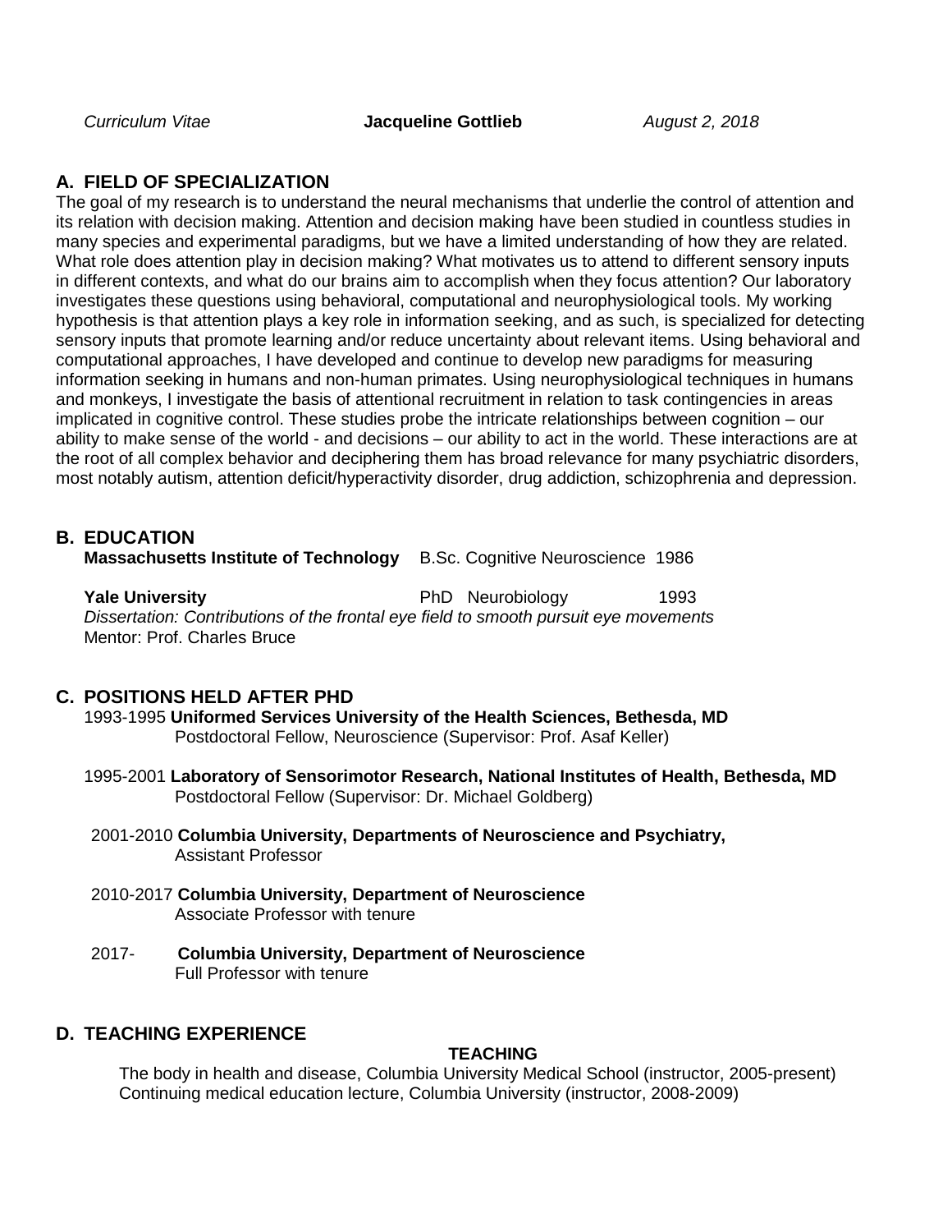*Curriculum Vitae* **Jacqueline Gottlieb** *August 2, 2018*

## A. FIELD OF SPECIALIZATION

The goal of my research is to understand the neural mechanisms that underlie the control of attention and its relation with decision making. Attention and decision making have been studied in countless studies in many species and experimental paradigms, but we have a limited understanding of how they are related. What role does attention play in decision making? What motivates us to attend to different sensory inputs in different contexts, and what do our brains aim to accomplish when they focus attention? Our laboratory investigates these questions using behavioral, computational and neurophysiological tools. My working hypothesis is that attention plays a key role in information seeking, and as such, is specialized for detecting sensory inputs that promote learning and/or reduce uncertainty about relevant items. Using behavioral and computational approaches, I have developed and continue to develop new paradigms for measuring information seeking in humans and non-human primates. Using neurophysiological techniques in humans and monkeys, I investigate the basis of attentional recruitment in relation to task contingencies in areas implicated in cognitive control. These studies probe the intricate relationships between cognition – our ability to make sense of the world - and decisions – our ability to act in the world. These interactions are at the root of all complex behavior and deciphering them has broad relevance for many psychiatric disorders, most notably autism, attention deficit/hyperactivity disorder, drug addiction, schizophrenia and depression.

## B. EDUCATION

**Massachusetts Institute of Technology** B.Sc. Cognitive Neuroscience 1986

**Yale University** PhD Neurobiology 1993
*Dissertation: Contributions of the frontal eye field to smooth pursuit eye movements*
Mentor: Prof. Charles Bruce

## C. POSITIONS HELD AFTER PHD

1993-1995 **Uniformed Services University of the Health Sciences, Bethesda, MD**
Postdoctoral Fellow, Neuroscience (Supervisor: Prof. Asaf Keller)

1995-2001 **Laboratory of Sensorimotor Research, National Institutes of Health, Bethesda, MD**
Postdoctoral Fellow (Supervisor: Dr. Michael Goldberg)

2001-2010 **Columbia University, Departments of Neuroscience and Psychiatry,**
Assistant Professor

2010-2017 **Columbia University, Department of Neuroscience**
Associate Professor with tenure

2017- **Columbia University, Department of Neuroscience**
Full Professor with tenure

## D. TEACHING EXPERIENCE

**TEACHING**

The body in health and disease, Columbia University Medical School (instructor, 2005-present)
Continuing medical education lecture, Columbia University (instructor, 2008-2009)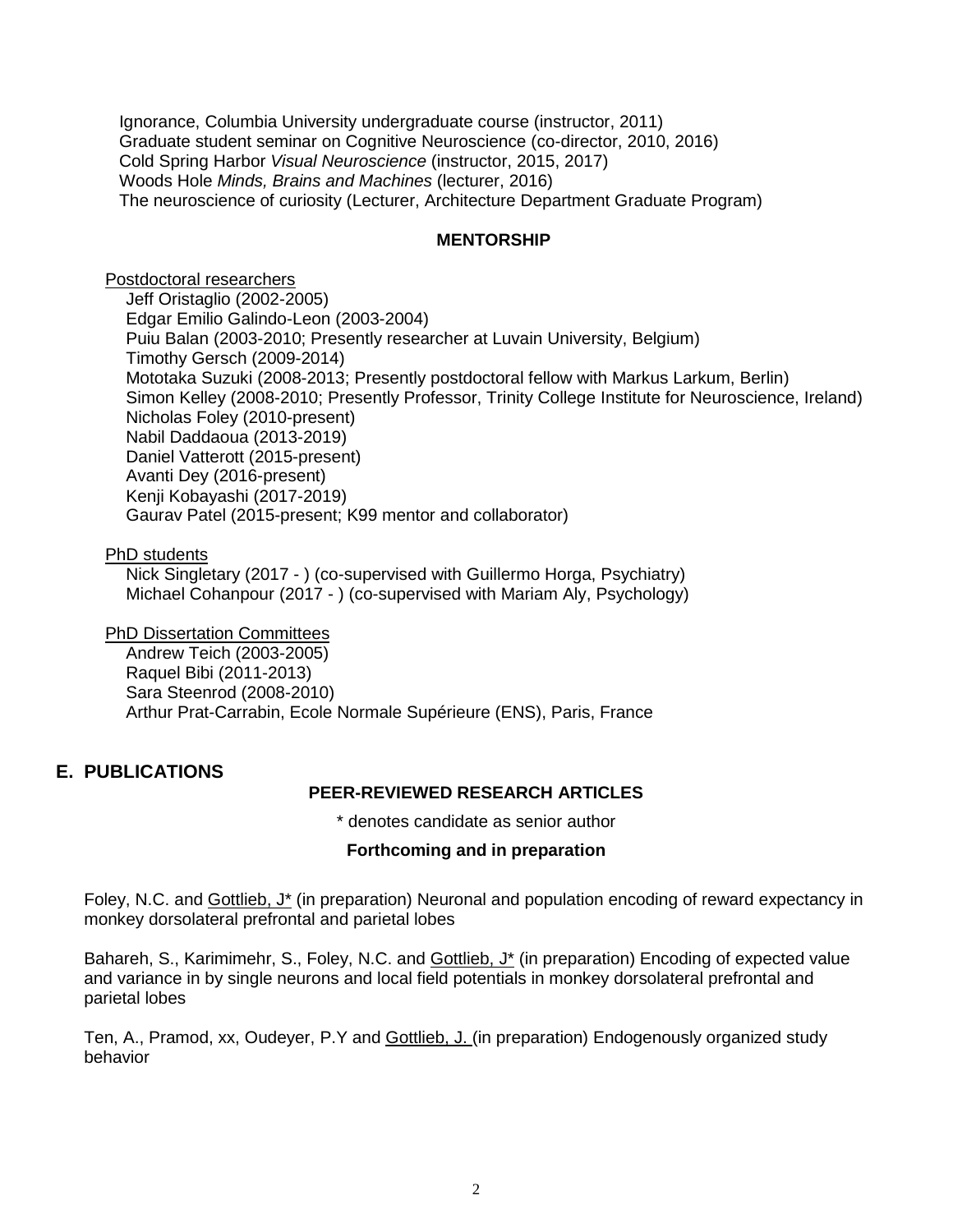Ignorance, Columbia University undergraduate course (instructor, 2011)
Graduate student seminar on Cognitive Neuroscience (co-director, 2010, 2016)
Cold Spring Harbor *Visual Neuroscience* (instructor, 2015, 2017)
Woods Hole *Minds, Brains and Machines* (lecturer, 2016)
The neuroscience of curiosity (Lecturer, Architecture Department Graduate Program)

**MENTORSHIP**

<u>Postdoctoral researchers</u>

Jeff Oristaglio (2002-2005)
Edgar Emilio Galindo-Leon (2003-2004)
Puiu Balan (2003-2010; Presently researcher at Luvain University, Belgium)
Timothy Gersch (2009-2014)
Mototaka Suzuki (2008-2013; Presently postdoctoral fellow with Markus Larkum, Berlin)
Simon Kelley (2008-2010; Presently Professor, Trinity College Institute for Neuroscience, Ireland)
Nicholas Foley (2010-present)
Nabil Daddaoua (2013-2019)
Daniel Vatterott (2015-present)
Avanti Dey (2016-present)
Kenji Kobayashi (2017-2019)
Gaurav Patel (2015-present; K99 mentor and collaborator)

<u>PhD students</u>

Nick Singletary (2017 - ) (co-supervised with Guillermo Horga, Psychiatry)
Michael Cohanpour (2017 - ) (co-supervised with Mariam Aly, Psychology)

<u>PhD Dissertation Committees</u>

Andrew Teich (2003-2005)
Raquel Bibi (2011-2013)
Sara Steenrod (2008-2010)
Arthur Prat-Carrabin, Ecole Normale Supérieure (ENS), Paris, France

## E. PUBLICATIONS

**PEER-REVIEWED RESEARCH ARTICLES**

* denotes candidate as senior author

**Forthcoming and in preparation**

Foley, N.C. and <u>Gottlieb, J*</u> (in preparation) Neuronal and population encoding of reward expectancy in monkey dorsolateral prefrontal and parietal lobes

Bahareh, S., Karimimehr, S., Foley, N.C. and <u>Gottlieb, J*</u> (in preparation) Encoding of expected value and variance in by single neurons and local field potentials in monkey dorsolateral prefrontal and parietal lobes

Ten, A., Pramod, xx, Oudeyer, P.Y and <u>Gottlieb, J.</u> (in preparation) Endogenously organized study behavior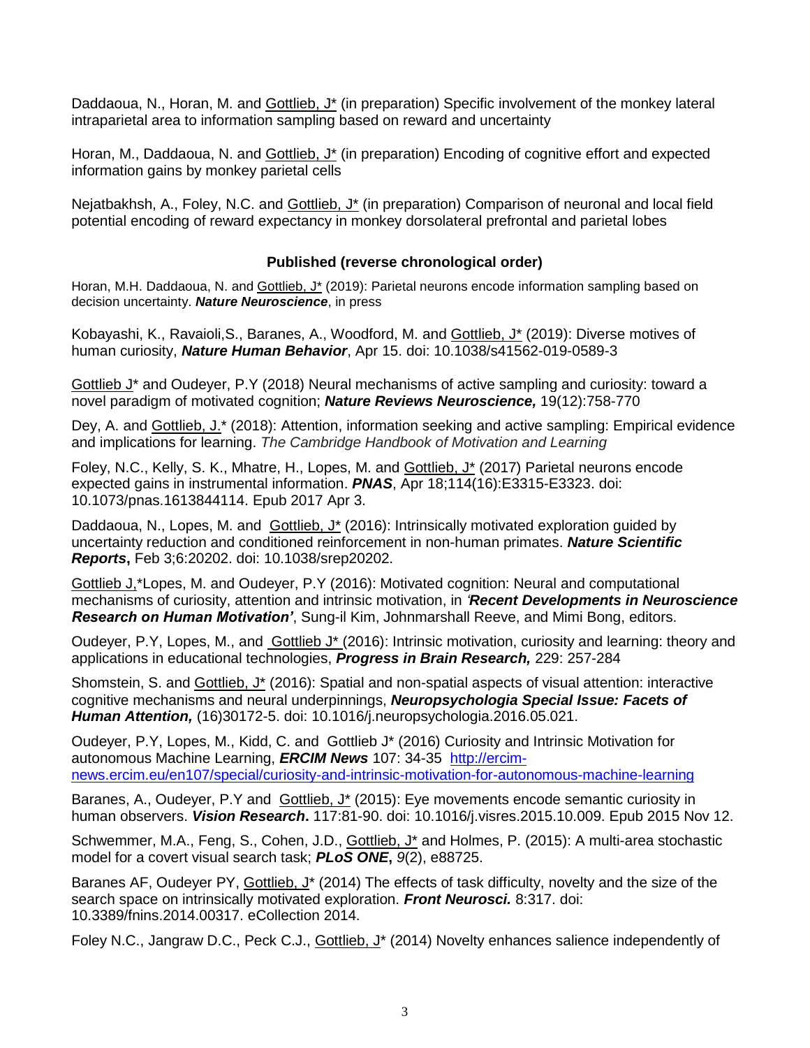Daddaoua, N., Horan, M. and Gottlieb, J* (in preparation) Specific involvement of the monkey lateral intraparietal area to information sampling based on reward and uncertainty

Horan, M., Daddaoua, N. and Gottlieb, J* (in preparation) Encoding of cognitive effort and expected information gains by monkey parietal cells

Nejatbakhsh, A., Foley, N.C. and Gottlieb, J* (in preparation) Comparison of neuronal and local field potential encoding of reward expectancy in monkey dorsolateral prefrontal and parietal lobes

### Published (reverse chronological order)

Horan, M.H. Daddaoua, N. and Gottlieb, J* (2019): Parietal neurons encode information sampling based on decision uncertainty. ***Nature Neuroscience***, in press

Kobayashi, K., Ravaioli,S., Baranes, A., Woodford, M. and Gottlieb, J* (2019): Diverse motives of human curiosity, ***Nature Human Behavior***, Apr 15. doi: 10.1038/s41562-019-0589-3

Gottlieb J* and Oudeyer, P.Y (2018) Neural mechanisms of active sampling and curiosity: toward a novel paradigm of motivated cognition; ***Nature Reviews Neuroscience,*** 19(12):758-770

Dey, A. and Gottlieb, J.* (2018): Attention, information seeking and active sampling: Empirical evidence and implications for learning. *The Cambridge Handbook of Motivation and Learning*

Foley, N.C., Kelly, S. K., Mhatre, H., Lopes, M. and Gottlieb, J* (2017) Parietal neurons encode expected gains in instrumental information. ***PNAS***, Apr 18;114(16):E3315-E3323. doi: 10.1073/pnas.1613844114. Epub 2017 Apr 3.

Daddaoua, N., Lopes, M. and Gottlieb, J* (2016): Intrinsically motivated exploration guided by uncertainty reduction and conditioned reinforcement in non-human primates. ***Nature Scientific Reports***, Feb 3;6:20202. doi: 10.1038/srep20202.

Gottlieb J,*Lopes, M. and Oudeyer, P.Y (2016): Motivated cognition: Neural and computational mechanisms of curiosity, attention and intrinsic motivation, in ***'Recent Developments in Neuroscience Research on Human Motivation'***, Sung-il Kim, Johnmarshall Reeve, and Mimi Bong, editors.

Oudeyer, P.Y, Lopes, M., and Gottlieb J* (2016): Intrinsic motivation, curiosity and learning: theory and applications in educational technologies, ***Progress in Brain Research,*** 229: 257-284

Shomstein, S. and Gottlieb, J* (2016): Spatial and non-spatial aspects of visual attention: interactive cognitive mechanisms and neural underpinnings, ***Neuropsychologia Special Issue: Facets of Human Attention,*** (16)30172-5. doi: 10.1016/j.neuropsychologia.2016.05.021.

Oudeyer, P.Y, Lopes, M., Kidd, C. and Gottlieb J* (2016) Curiosity and Intrinsic Motivation for autonomous Machine Learning, ***ERCIM News*** 107: 34-35 http://ercim-news.ercim.eu/en107/special/curiosity-and-intrinsic-motivation-for-autonomous-machine-learning

Baranes, A., Oudeyer, P.Y and Gottlieb, J* (2015): Eye movements encode semantic curiosity in human observers. ***Vision Research***. 117:81-90. doi: 10.1016/j.visres.2015.10.009. Epub 2015 Nov 12.

Schwemmer, M.A., Feng, S., Cohen, J.D., Gottlieb, J* and Holmes, P. (2015): A multi-area stochastic model for a covert visual search task; ***PLoS ONE***, *9*(2), e88725.

Baranes AF, Oudeyer PY, Gottlieb, J* (2014) The effects of task difficulty, novelty and the size of the search space on intrinsically motivated exploration. ***Front Neurosci.*** 8:317. doi: 10.3389/fnins.2014.00317. eCollection 2014.

Foley N.C., Jangraw D.C., Peck C.J., Gottlieb, J* (2014) Novelty enhances salience independently of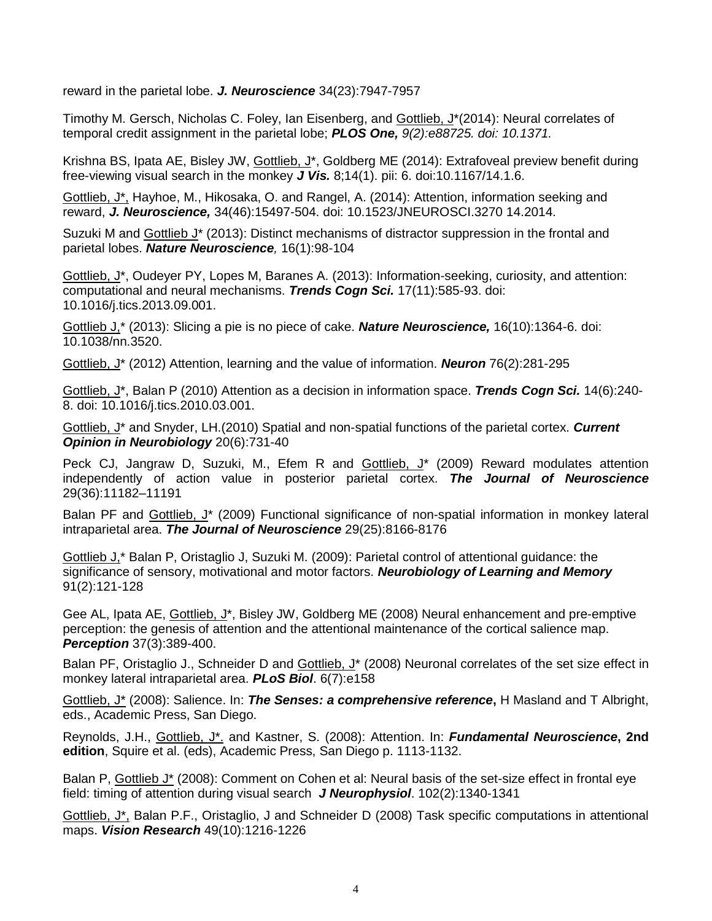reward in the parietal lobe. ***J. Neuroscience*** 34(23):7947-7957

Timothy M. Gersch, Nicholas C. Foley, Ian Eisenberg, and Gottlieb, J*(2014): Neural correlates of temporal credit assignment in the parietal lobe; ***PLOS One,*** *9(2):e88725. doi: 10.1371.*

Krishna BS, Ipata AE, Bisley JW, Gottlieb, J*, Goldberg ME (2014): Extrafoveal preview benefit during free-viewing visual search in the monkey ***J Vis.*** 8;14(1). pii: 6. doi:10.1167/14.1.6.

Gottlieb, J*, Hayhoe, M., Hikosaka, O. and Rangel, A. (2014): Attention, information seeking and reward, ***J. Neuroscience,*** 34(46):15497-504. doi: 10.1523/JNEUROSCI.3270 14.2014.

Suzuki M and Gottlieb J* (2013): Distinct mechanisms of distractor suppression in the frontal and parietal lobes. ***Nature Neuroscience****,* 16(1):98-104

Gottlieb, J*, Oudeyer PY, Lopes M, Baranes A. (2013): Information-seeking, curiosity, and attention: computational and neural mechanisms. ***Trends Cogn Sci.*** 17(11):585-93. doi: 10.1016/j.tics.2013.09.001.

Gottlieb J,* (2013): Slicing a pie is no piece of cake. ***Nature Neuroscience,*** 16(10):1364-6. doi: 10.1038/nn.3520.

Gottlieb, J* (2012) Attention, learning and the value of information. ***Neuron*** 76(2):281-295

Gottlieb, J*, Balan P (2010) Attention as a decision in information space. ***Trends Cogn Sci.*** 14(6):240-8. doi: 10.1016/j.tics.2010.03.001.

Gottlieb, J* and Snyder, LH.(2010) Spatial and non-spatial functions of the parietal cortex. ***Current Opinion in Neurobiology*** 20(6):731-40

Peck CJ, Jangraw D, Suzuki, M., Efem R and Gottlieb, J* (2009) Reward modulates attention independently of action value in posterior parietal cortex. ***The Journal of Neuroscience*** 29(36):11182–11191

Balan PF and Gottlieb, J* (2009) Functional significance of non-spatial information in monkey lateral intraparietal area. ***The Journal of Neuroscience*** 29(25):8166-8176

Gottlieb J,* Balan P, Oristaglio J, Suzuki M. (2009): Parietal control of attentional guidance: the significance of sensory, motivational and motor factors. ***Neurobiology of Learning and Memory*** 91(2):121-128

Gee AL, Ipata AE, Gottlieb, J*, Bisley JW, Goldberg ME (2008) Neural enhancement and pre-emptive perception: the genesis of attention and the attentional maintenance of the cortical salience map. ***Perception*** 37(3):389-400.

Balan PF, Oristaglio J., Schneider D and Gottlieb, J* (2008) Neuronal correlates of the set size effect in monkey lateral intraparietal area. ***PLoS Biol***. 6(7):e158

Gottlieb, J* (2008): Salience. In: ***The Senses: a comprehensive reference*****,** H Masland and T Albright, eds., Academic Press, San Diego.

Reynolds, J.H., Gottlieb, J*. and Kastner, S. (2008): Attention. In: ***Fundamental Neuroscience*****, 2nd edition**, Squire et al. (eds), Academic Press, San Diego p. 1113-1132.

Balan P, Gottlieb J* (2008): Comment on Cohen et al: Neural basis of the set-size effect in frontal eye field: timing of attention during visual search ***J Neurophysiol***. 102(2):1340-1341

Gottlieb, J*, Balan P.F., Oristaglio, J and Schneider D (2008) Task specific computations in attentional maps. ***Vision Research*** 49(10):1216-1226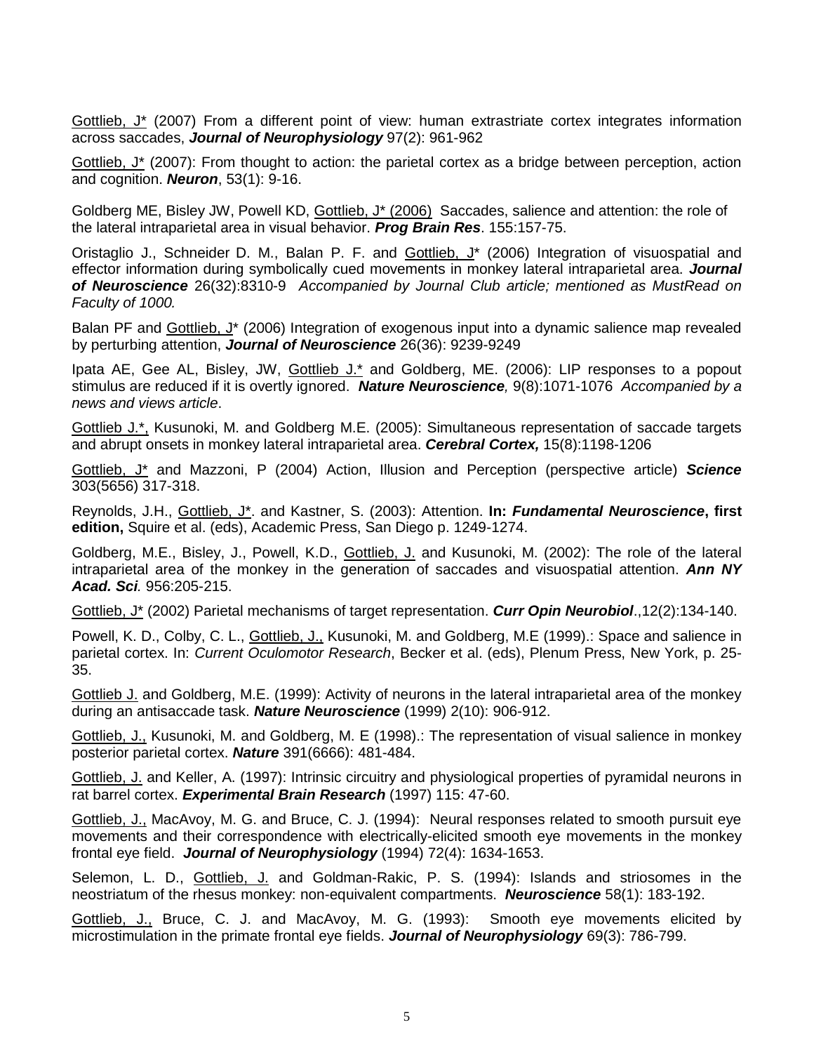<u>Gottlieb, J*</u> (2007) From a different point of view: human extrastriate cortex integrates information across saccades, ***Journal of Neurophysiology*** 97(2): 961-962

<u>Gottlieb, J*</u> (2007): From thought to action: the parietal cortex as a bridge between perception, action and cognition. ***Neuron***, 53(1): 9-16.

Goldberg ME, Bisley JW, Powell KD, <u>Gottlieb, J* (2006)</u> Saccades, salience and attention: the role of the lateral intraparietal area in visual behavior. ***Prog Brain Res***. 155:157-75.

Oristaglio J., Schneider D. M., Balan P. F. and <u>Gottlieb, J</u>* (2006) Integration of visuospatial and effector information during symbolically cued movements in monkey lateral intraparietal area. ***Journal of Neuroscience*** 26(32):8310-9 *Accompanied by Journal Club article; mentioned as MustRead on Faculty of 1000.*

Balan PF and <u>Gottlieb, J</u>* (2006) Integration of exogenous input into a dynamic salience map revealed by perturbing attention, ***Journal of Neuroscience*** 26(36): 9239-9249

Ipata AE, Gee AL, Bisley, JW, <u>Gottlieb J.*</u> and Goldberg, ME. (2006): LIP responses to a popout stimulus are reduced if it is overtly ignored. ***Nature Neuroscience****,* 9(8):1071-1076 *Accompanied by a news and views article*.

<u>Gottlieb J.*,</u> Kusunoki, M. and Goldberg M.E. (2005): Simultaneous representation of saccade targets and abrupt onsets in monkey lateral intraparietal area. ***Cerebral Cortex,*** 15(8):1198-1206

<u>Gottlieb, J*</u> and Mazzoni, P (2004) Action, Illusion and Perception (perspective article) ***Science*** 303(5656) 317-318.

Reynolds, J.H., <u>Gottlieb, J*</u>. and Kastner, S. (2003): Attention. **In: *Fundamental Neuroscience*, first edition,** Squire et al. (eds), Academic Press, San Diego p. 1249-1274.

Goldberg, M.E., Bisley, J., Powell, K.D., <u>Gottlieb, J.</u> and Kusunoki, M. (2002): The role of the lateral intraparietal area of the monkey in the generation of saccades and visuospatial attention. ***Ann NY Acad. Sci****.* 956:205-215.

<u>Gottlieb, J*</u> (2002) Parietal mechanisms of target representation. ***Curr Opin Neurobiol***.,12(2):134-140.

Powell, K. D., Colby, C. L., <u>Gottlieb, J.,</u> Kusunoki, M. and Goldberg, M.E (1999).: Space and salience in parietal cortex. In: *Current Oculomotor Research*, Becker et al. (eds), Plenum Press, New York, p. 25-35.

<u>Gottlieb J.</u> and Goldberg, M.E. (1999): Activity of neurons in the lateral intraparietal area of the monkey during an antisaccade task. ***Nature Neuroscience*** (1999) 2(10): 906-912.

<u>Gottlieb, J.,</u> Kusunoki, M. and Goldberg, M. E (1998).: The representation of visual salience in monkey posterior parietal cortex. ***Nature*** 391(6666): 481-484.

<u>Gottlieb, J.</u> and Keller, A. (1997): Intrinsic circuitry and physiological properties of pyramidal neurons in rat barrel cortex. ***Experimental Brain Research*** (1997) 115: 47-60.

<u>Gottlieb, J.,</u> MacAvoy, M. G. and Bruce, C. J. (1994): Neural responses related to smooth pursuit eye movements and their correspondence with electrically-elicited smooth eye movements in the monkey frontal eye field. ***Journal of Neurophysiology*** (1994) 72(4): 1634-1653.

Selemon, L. D., <u>Gottlieb, J.</u> and Goldman-Rakic, P. S. (1994): Islands and striosomes in the neostriatum of the rhesus monkey: non-equivalent compartments. ***Neuroscience*** 58(1): 183-192.

<u>Gottlieb, J.,</u> Bruce, C. J. and MacAvoy, M. G. (1993): Smooth eye movements elicited by microstimulation in the primate frontal eye fields. ***Journal of Neurophysiology*** 69(3): 786-799.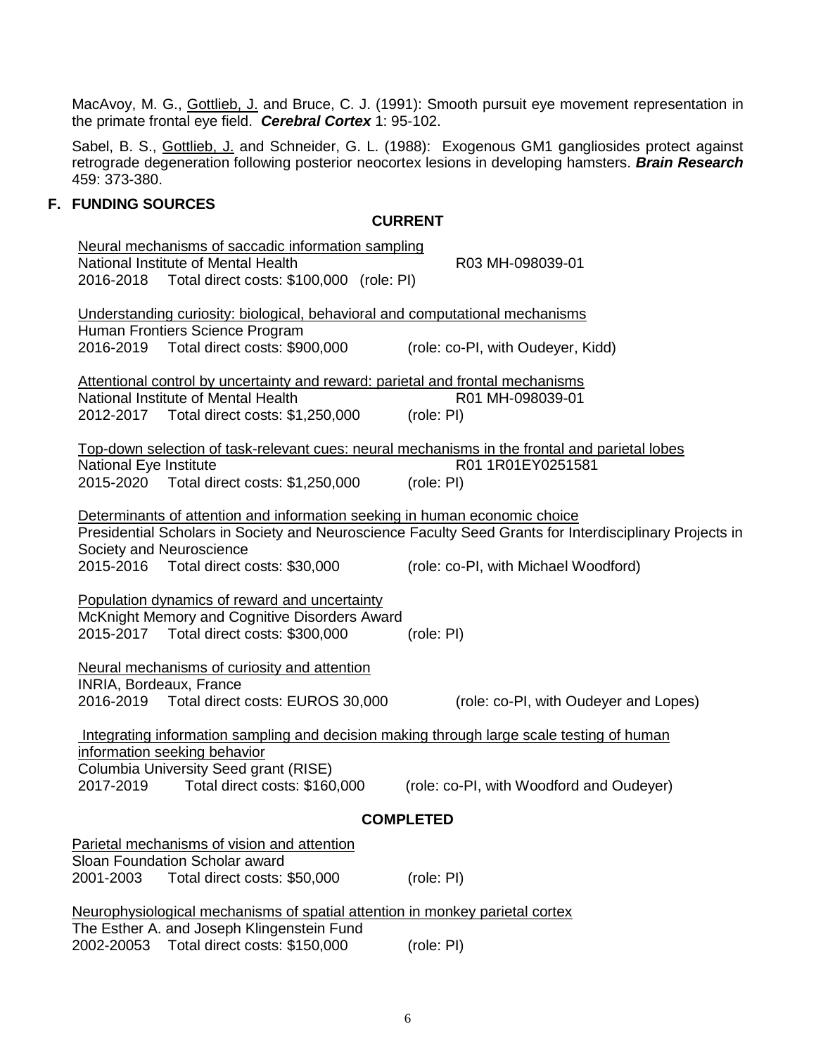MacAvoy, M. G., Gottlieb, J. and Bruce, C. J. (1991): Smooth pursuit eye movement representation in the primate frontal eye field. ***Cerebral Cortex*** 1: 95-102.

Sabel, B. S., Gottlieb, J. and Schneider, G. L. (1988): Exogenous GM1 gangliosides protect against retrograde degeneration following posterior neocortex lesions in developing hamsters. ***Brain Research*** 459: 373-380.

## F. FUNDING SOURCES

### CURRENT

Neural mechanisms of saccadic information sampling
National Institute of Mental Health R03 MH-098039-01
2016-2018 Total direct costs: $100,000 (role: PI)

Understanding curiosity: biological, behavioral and computational mechanisms
Human Frontiers Science Program
2016-2019 Total direct costs: $900,000 (role: co-PI, with Oudeyer, Kidd)

Attentional control by uncertainty and reward: parietal and frontal mechanisms
National Institute of Mental Health R01 MH-098039-01
2012-2017 Total direct costs: $1,250,000 (role: PI)

Top-down selection of task-relevant cues: neural mechanisms in the frontal and parietal lobes
National Eye Institute R01 1R01EY0251581
2015-2020 Total direct costs: $1,250,000 (role: PI)

Determinants of attention and information seeking in human economic choice
Presidential Scholars in Society and Neuroscience Faculty Seed Grants for Interdisciplinary Projects in Society and Neuroscience
2015-2016 Total direct costs: $30,000 (role: co-PI, with Michael Woodford)

Population dynamics of reward and uncertainty
McKnight Memory and Cognitive Disorders Award
2015-2017 Total direct costs: $300,000 (role: PI)

Neural mechanisms of curiosity and attention
INRIA, Bordeaux, France
2016-2019 Total direct costs: EUROS 30,000 (role: co-PI, with Oudeyer and Lopes)

Integrating information sampling and decision making through large scale testing of human information seeking behavior
Columbia University Seed grant (RISE)
2017-2019 Total direct costs: $160,000 (role: co-PI, with Woodford and Oudeyer)

### COMPLETED

Parietal mechanisms of vision and attention
Sloan Foundation Scholar award
2001-2003 Total direct costs: $50,000 (role: PI)

Neurophysiological mechanisms of spatial attention in monkey parietal cortex
The Esther A. and Joseph Klingenstein Fund
2002-20053 Total direct costs: $150,000 (role: PI)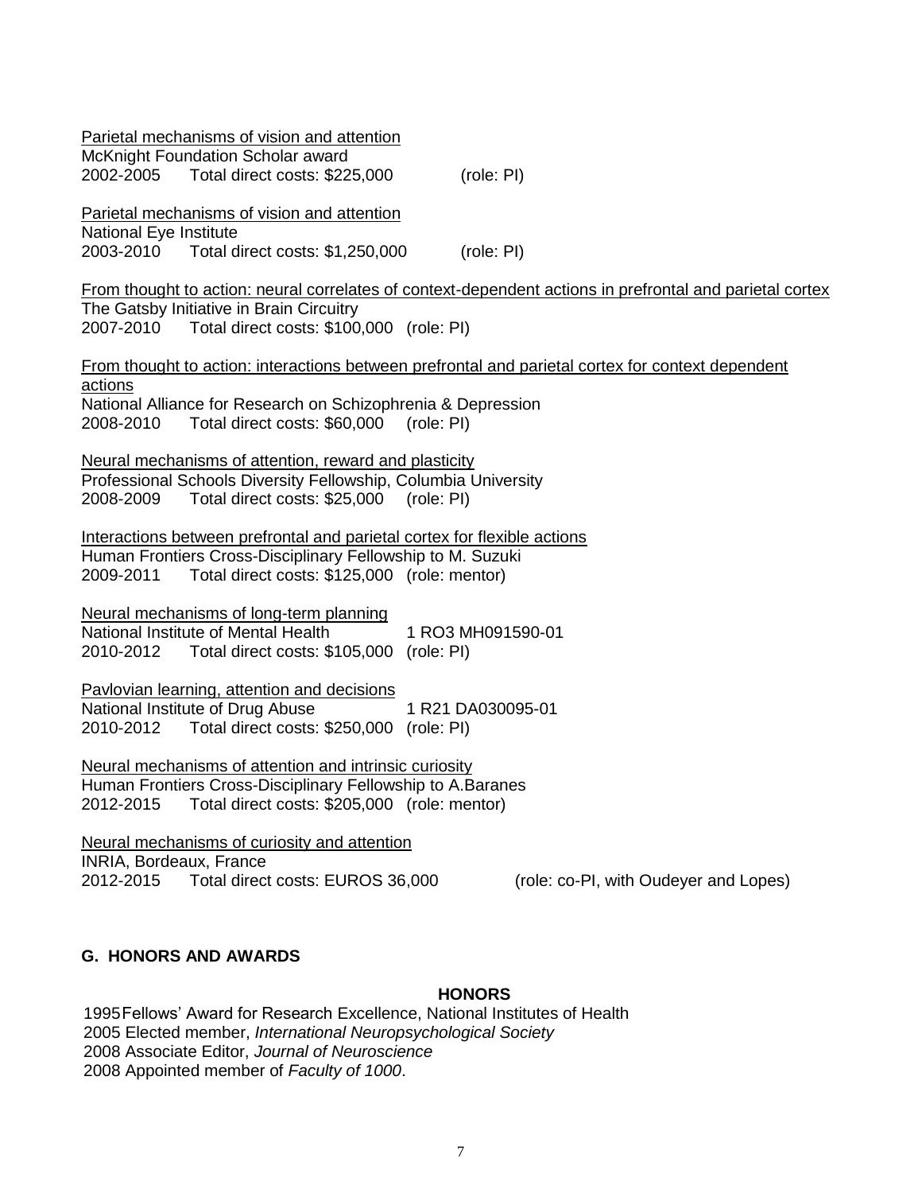<u>Parietal mechanisms of vision and attention</u>
McKnight Foundation Scholar award
2002-2005 Total direct costs: $225,000 (role: PI)

<u>Parietal mechanisms of vision and attention</u>
National Eye Institute
2003-2010 Total direct costs: $1,250,000 (role: PI)

<u>From thought to action: neural correlates of context-dependent actions in prefrontal and parietal cortex</u>
The Gatsby Initiative in Brain Circuitry
2007-2010 Total direct costs: $100,000 (role: PI)

<u>From thought to action: interactions between prefrontal and parietal cortex for context dependent actions</u>
National Alliance for Research on Schizophrenia & Depression
2008-2010 Total direct costs: $60,000 (role: PI)

<u>Neural mechanisms of attention, reward and plasticity</u>
Professional Schools Diversity Fellowship, Columbia University
2008-2009 Total direct costs: $25,000 (role: PI)

<u>Interactions between prefrontal and parietal cortex for flexible actions</u>
Human Frontiers Cross-Disciplinary Fellowship to M. Suzuki
2009-2011 Total direct costs: $125,000 (role: mentor)

<u>Neural mechanisms of long-term planning</u>
National Institute of Mental Health 1 RO3 MH091590-01
2010-2012 Total direct costs: $105,000 (role: PI)

<u>Pavlovian learning, attention and decisions</u>
National Institute of Drug Abuse 1 R21 DA030095-01
2010-2012 Total direct costs: $250,000 (role: PI)

<u>Neural mechanisms of attention and intrinsic curiosity</u>
Human Frontiers Cross-Disciplinary Fellowship to A.Baranes
2012-2015 Total direct costs: $205,000 (role: mentor)

<u>Neural mechanisms of curiosity and attention</u>
INRIA, Bordeaux, France
2012-2015 Total direct costs: EUROS 36,000 (role: co-PI, with Oudeyer and Lopes)

## G. HONORS AND AWARDS

### HONORS

1995 Fellows' Award for Research Excellence, National Institutes of Health
2005 Elected member, *International Neuropsychological Society*
2008 Associate Editor, *Journal of Neuroscience*
2008 Appointed member of *Faculty of 1000*.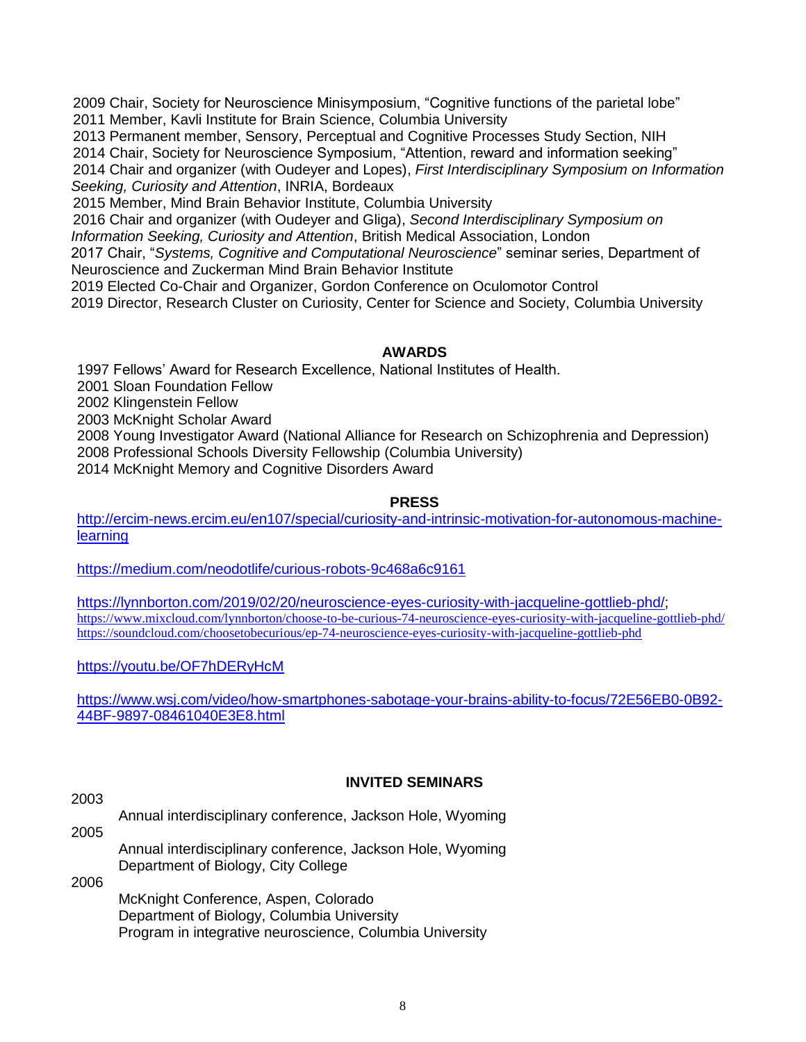2009 Chair, Society for Neuroscience Minisymposium, "Cognitive functions of the parietal lobe"
2011 Member, Kavli Institute for Brain Science, Columbia University
2013 Permanent member, Sensory, Perceptual and Cognitive Processes Study Section, NIH
2014 Chair, Society for Neuroscience Symposium, "Attention, reward and information seeking"
2014 Chair and organizer (with Oudeyer and Lopes), *First Interdisciplinary Symposium on Information Seeking, Curiosity and Attention*, INRIA, Bordeaux
2015 Member, Mind Brain Behavior Institute, Columbia University
2016 Chair and organizer (with Oudeyer and Gliga), *Second Interdisciplinary Symposium on Information Seeking, Curiosity and Attention*, British Medical Association, London
2017 Chair, "*Systems, Cognitive and Computational Neuroscience*" seminar series, Department of Neuroscience and Zuckerman Mind Brain Behavior Institute
2019 Elected Co-Chair and Organizer, Gordon Conference on Oculomotor Control
2019 Director, Research Cluster on Curiosity, Center for Science and Society, Columbia University

## AWARDS

1997 Fellows' Award for Research Excellence, National Institutes of Health.
2001 Sloan Foundation Fellow
2002 Klingenstein Fellow
2003 McKnight Scholar Award
2008 Young Investigator Award (National Alliance for Research on Schizophrenia and Depression)
2008 Professional Schools Diversity Fellowship (Columbia University)
2014 McKnight Memory and Cognitive Disorders Award

## PRESS

http://ercim-news.ercim.eu/en107/special/curiosity-and-intrinsic-motivation-for-autonomous-machine-learning

https://medium.com/neodotlife/curious-robots-9c468a6c9161

https://lynnborton.com/2019/02/20/neuroscience-eyes-curiosity-with-jacqueline-gottlieb-phd/;
https://www.mixcloud.com/lynnborton/choose-to-be-curious-74-neuroscience-eyes-curiosity-with-jacqueline-gottlieb-phd/
https://soundcloud.com/choosetobecurious/ep-74-neuroscience-eyes-curiosity-with-jacqueline-gottlieb-phd

https://youtu.be/OF7hDERyHcM

https://www.wsj.com/video/how-smartphones-sabotage-your-brains-ability-to-focus/72E56EB0-0B92-44BF-9897-08461040E3E8.html

## INVITED SEMINARS

2003
- Annual interdisciplinary conference, Jackson Hole, Wyoming

2005
- Annual interdisciplinary conference, Jackson Hole, Wyoming
- Department of Biology, City College

2006
- McKnight Conference, Aspen, Colorado
- Department of Biology, Columbia University
- Program in integrative neuroscience, Columbia University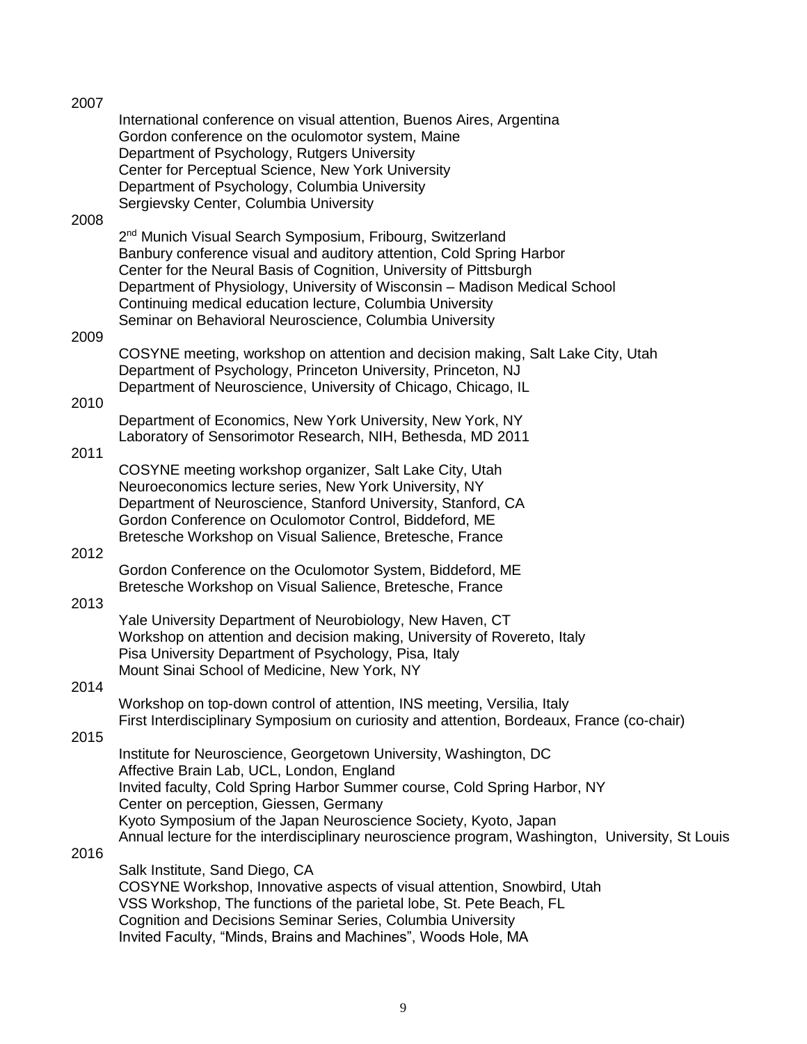2007

International conference on visual attention, Buenos Aires, Argentina
Gordon conference on the oculomotor system, Maine
Department of Psychology, Rutgers University
Center for Perceptual Science, New York University
Department of Psychology, Columbia University
Sergievsky Center, Columbia University

2008

2[nd] Munich Visual Search Symposium, Fribourg, Switzerland
Banbury conference visual and auditory attention, Cold Spring Harbor
Center for the Neural Basis of Cognition, University of Pittsburgh
Department of Physiology, University of Wisconsin – Madison Medical School
Continuing medical education lecture, Columbia University
Seminar on Behavioral Neuroscience, Columbia University

2009

COSYNE meeting, workshop on attention and decision making, Salt Lake City, Utah
Department of Psychology, Princeton University, Princeton, NJ
Department of Neuroscience, University of Chicago, Chicago, IL

2010

Department of Economics, New York University, New York, NY
Laboratory of Sensorimotor Research, NIH, Bethesda, MD 2011

2011

COSYNE meeting workshop organizer, Salt Lake City, Utah
Neuroeconomics lecture series, New York University, NY
Department of Neuroscience, Stanford University, Stanford, CA
Gordon Conference on Oculomotor Control, Biddeford, ME
Bretesche Workshop on Visual Salience, Bretesche, France

2012

Gordon Conference on the Oculomotor System, Biddeford, ME
Bretesche Workshop on Visual Salience, Bretesche, France

2013

Yale University Department of Neurobiology, New Haven, CT
Workshop on attention and decision making, University of Rovereto, Italy
Pisa University Department of Psychology, Pisa, Italy
Mount Sinai School of Medicine, New York, NY

2014

Workshop on top-down control of attention, INS meeting, Versilia, Italy
First Interdisciplinary Symposium on curiosity and attention, Bordeaux, France (co-chair)

2015

Institute for Neuroscience, Georgetown University, Washington, DC
Affective Brain Lab, UCL, London, England
Invited faculty, Cold Spring Harbor Summer course, Cold Spring Harbor, NY
Center on perception, Giessen, Germany
Kyoto Symposium of the Japan Neuroscience Society, Kyoto, Japan
Annual lecture for the interdisciplinary neuroscience program, Washington, University, St Louis

2016

Salk Institute, Sand Diego, CA
COSYNE Workshop, Innovative aspects of visual attention, Snowbird, Utah
VSS Workshop, The functions of the parietal lobe, St. Pete Beach, FL
Cognition and Decisions Seminar Series, Columbia University
Invited Faculty, "Minds, Brains and Machines", Woods Hole, MA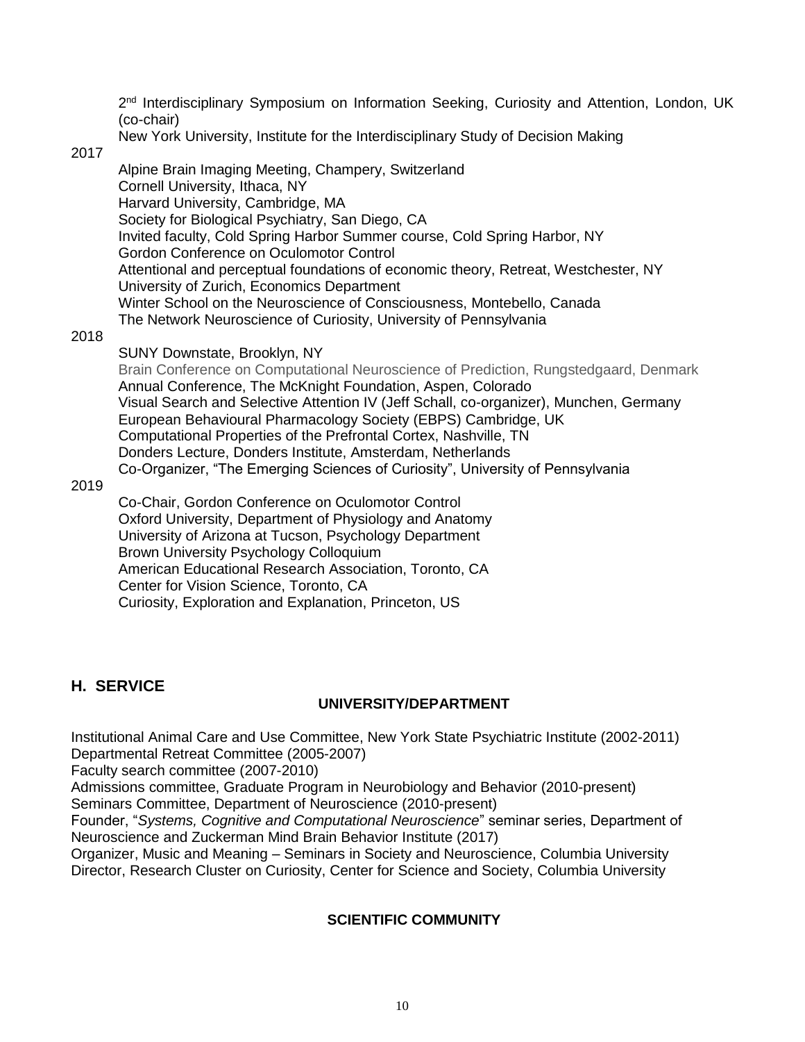2nd Interdisciplinary Symposium on Information Seeking, Curiosity and Attention, London, UK (co-chair)
New York University, Institute for the Interdisciplinary Study of Decision Making

2017
- Alpine Brain Imaging Meeting, Champery, Switzerland
- Cornell University, Ithaca, NY
- Harvard University, Cambridge, MA
- Society for Biological Psychiatry, San Diego, CA
- Invited faculty, Cold Spring Harbor Summer course, Cold Spring Harbor, NY
- Gordon Conference on Oculomotor Control
- Attentional and perceptual foundations of economic theory, Retreat, Westchester, NY
- University of Zurich, Economics Department
- Winter School on the Neuroscience of Consciousness, Montebello, Canada
- The Network Neuroscience of Curiosity, University of Pennsylvania

2018
- SUNY Downstate, Brooklyn, NY
- Brain Conference on Computational Neuroscience of Prediction, Rungstedgaard, Denmark
- Annual Conference, The McKnight Foundation, Aspen, Colorado
- Visual Search and Selective Attention IV (Jeff Schall, co-organizer), Munchen, Germany
- European Behavioural Pharmacology Society (EBPS) Cambridge, UK
- Computational Properties of the Prefrontal Cortex, Nashville, TN
- Donders Lecture, Donders Institute, Amsterdam, Netherlands
- Co-Organizer, "The Emerging Sciences of Curiosity", University of Pennsylvania

2019
- Co-Chair, Gordon Conference on Oculomotor Control
- Oxford University, Department of Physiology and Anatomy
- University of Arizona at Tucson, Psychology Department
- Brown University Psychology Colloquium
- American Educational Research Association, Toronto, CA
- Center for Vision Science, Toronto, CA
- Curiosity, Exploration and Explanation, Princeton, US

## H. SERVICE

### UNIVERSITY/DEPARTMENT

Institutional Animal Care and Use Committee, New York State Psychiatric Institute (2002-2011)
Departmental Retreat Committee (2005-2007)
Faculty search committee (2007-2010)
Admissions committee, Graduate Program in Neurobiology and Behavior (2010-present)
Seminars Committee, Department of Neuroscience (2010-present)
Founder, "*Systems, Cognitive and Computational Neuroscience*" seminar series, Department of Neuroscience and Zuckerman Mind Brain Behavior Institute (2017)
Organizer, Music and Meaning – Seminars in Society and Neuroscience, Columbia University
Director, Research Cluster on Curiosity, Center for Science and Society, Columbia University

### SCIENTIFIC COMMUNITY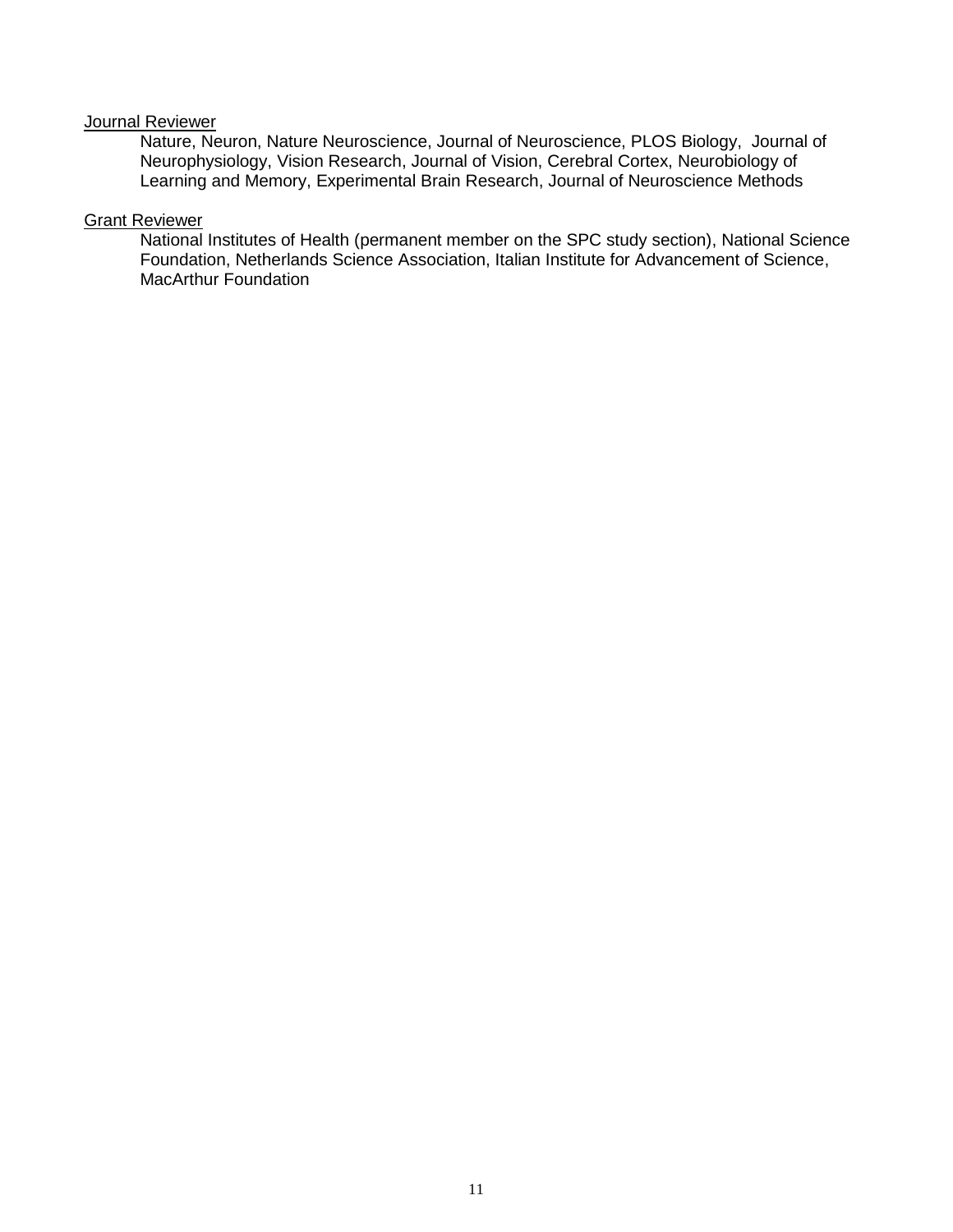<u>Journal Reviewer</u>

Nature, Neuron, Nature Neuroscience, Journal of Neuroscience, PLOS Biology, Journal of Neurophysiology, Vision Research, Journal of Vision, Cerebral Cortex, Neurobiology of Learning and Memory, Experimental Brain Research, Journal of Neuroscience Methods

<u>Grant Reviewer</u>

National Institutes of Health (permanent member on the SPC study section), National Science Foundation, Netherlands Science Association, Italian Institute for Advancement of Science, MacArthur Foundation